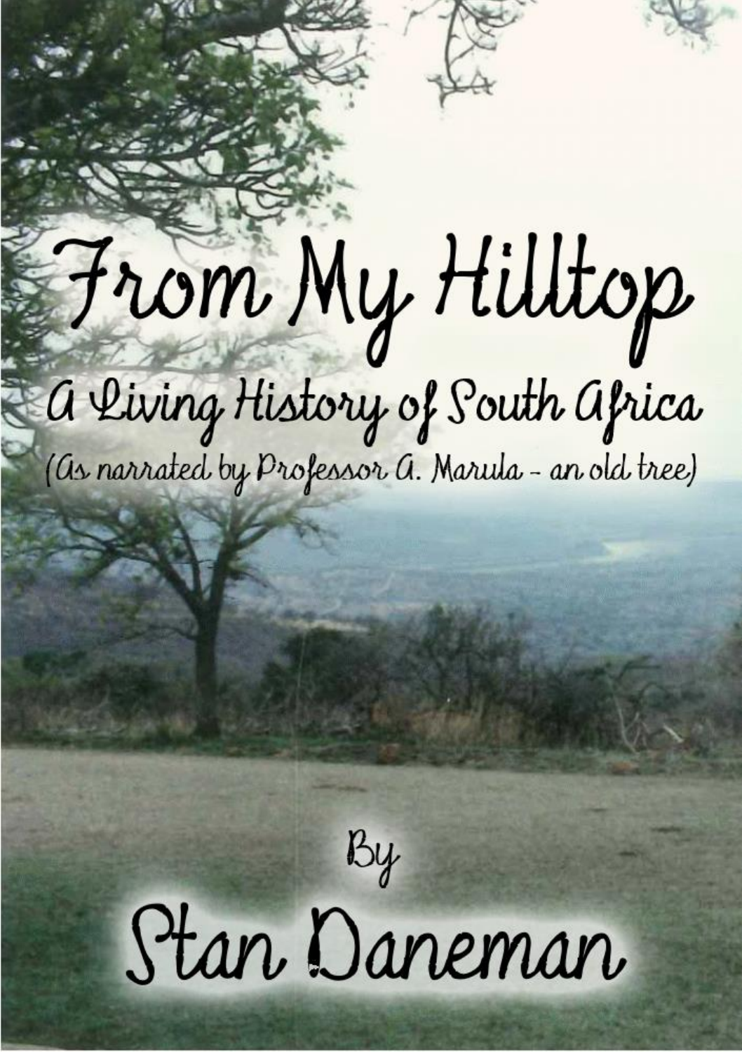# From My Hilltop

## A Living History of South Africa

(As narrated by Professor A. Marula – an old tree)

By

Stan Daneman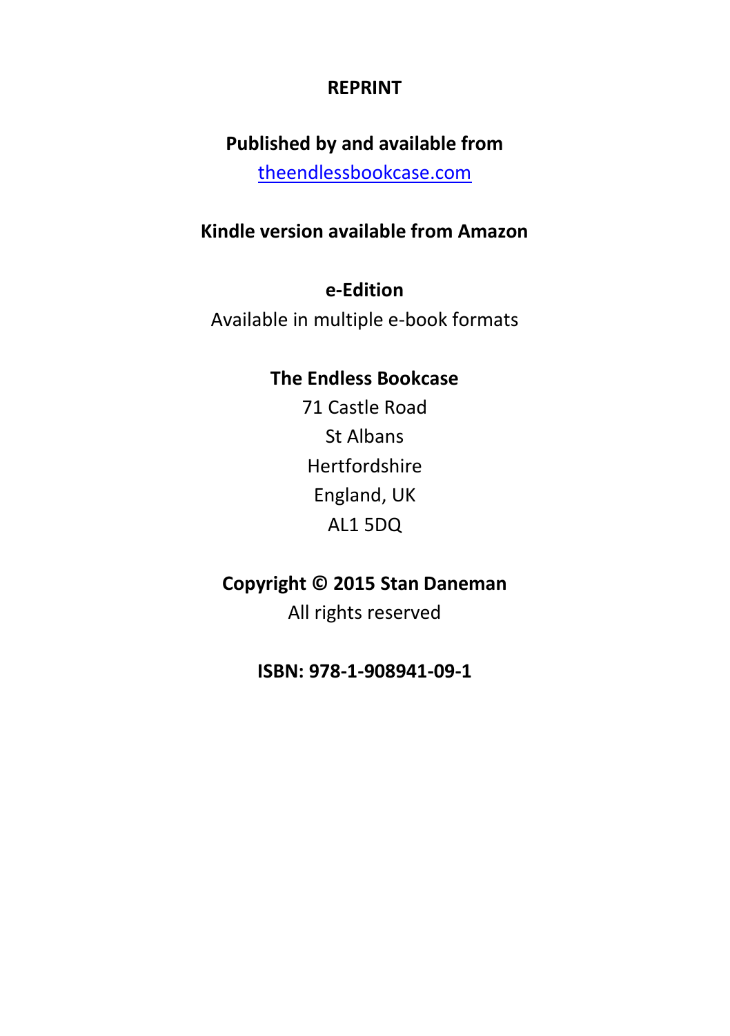**REPRINT**

**Published by and available from**
theendlessbookcase.com

**Kindle version available from Amazon**

**e-Edition**
Available in multiple e-book formats

**The Endless Bookcase**
71 Castle Road
St Albans
Hertfordshire
England, UK
AL1 5DQ

**Copyright © 2015 Stan Daneman**
All rights reserved

**ISBN: 978-1-908941-09-1**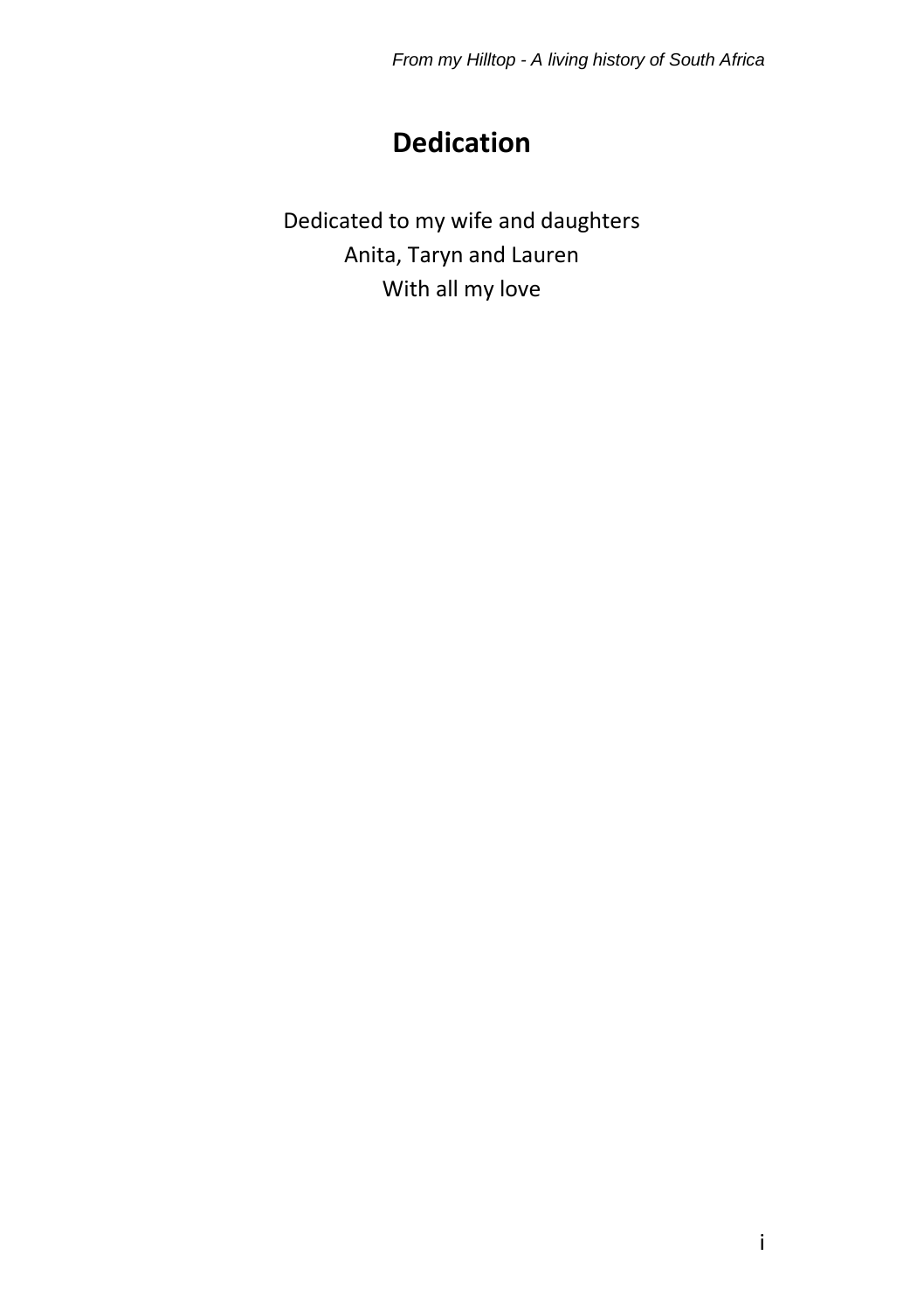# Dedication

Dedicated to my wife and daughters

Anita, Taryn and Lauren

With all my love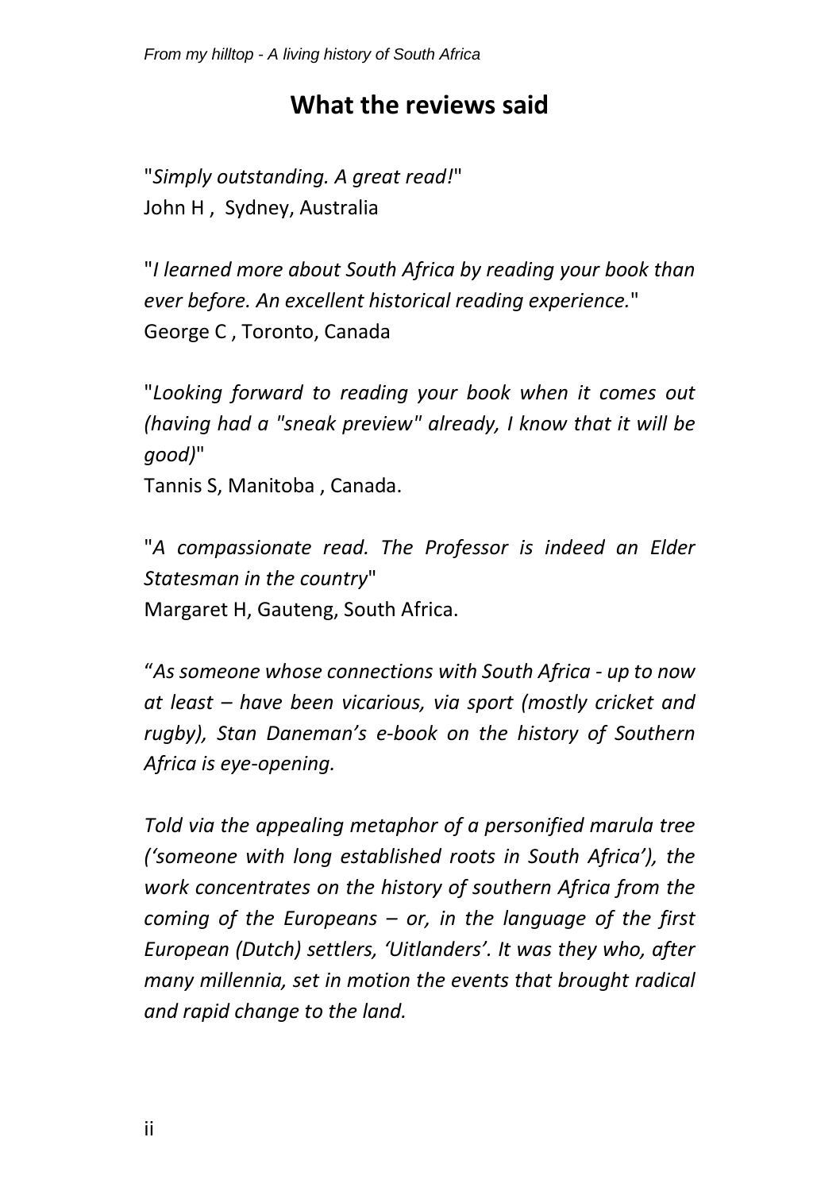## What the reviews said

"*Simply outstanding. A great read!*"
John H , Sydney, Australia

"*I learned more about South Africa by reading your book than ever before. An excellent historical reading experience.*"
George C , Toronto, Canada

"*Looking forward to reading your book when it comes out (having had a "sneak preview" already, I know that it will be good)*"
Tannis S, Manitoba , Canada.

"*A compassionate read. The Professor is indeed an Elder Statesman in the country*"
Margaret H, Gauteng, South Africa.

"*As someone whose connections with South Africa - up to now at least – have been vicarious, via sport (mostly cricket and rugby), Stan Daneman's e-book on the history of Southern Africa is eye-opening.*

*Told via the appealing metaphor of a personified marula tree ('someone with long established roots in South Africa'), the work concentrates on the history of southern Africa from the coming of the Europeans – or, in the language of the first European (Dutch) settlers, 'Uitlanders'. It was they who, after many millennia, set in motion the events that brought radical and rapid change to the land.*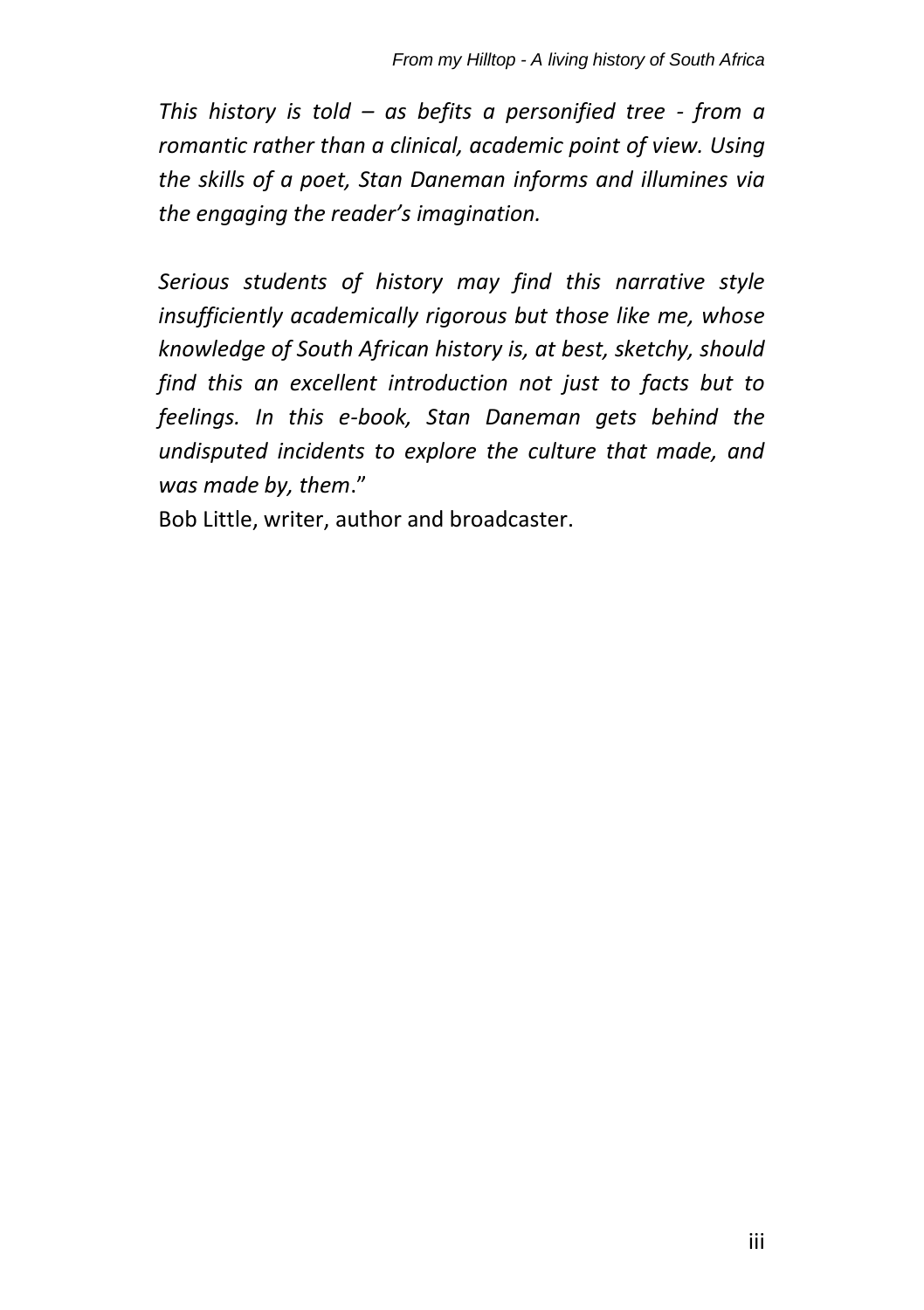*This history is told – as befits a personified tree - from a romantic rather than a clinical, academic point of view. Using the skills of a poet, Stan Daneman informs and illumines via the engaging the reader's imagination.*

*Serious students of history may find this narrative style insufficiently academically rigorous but those like me, whose knowledge of South African history is, at best, sketchy, should find this an excellent introduction not just to facts but to feelings. In this e-book, Stan Daneman gets behind the undisputed incidents to explore the culture that made, and was made by, them*."

Bob Little, writer, author and broadcaster.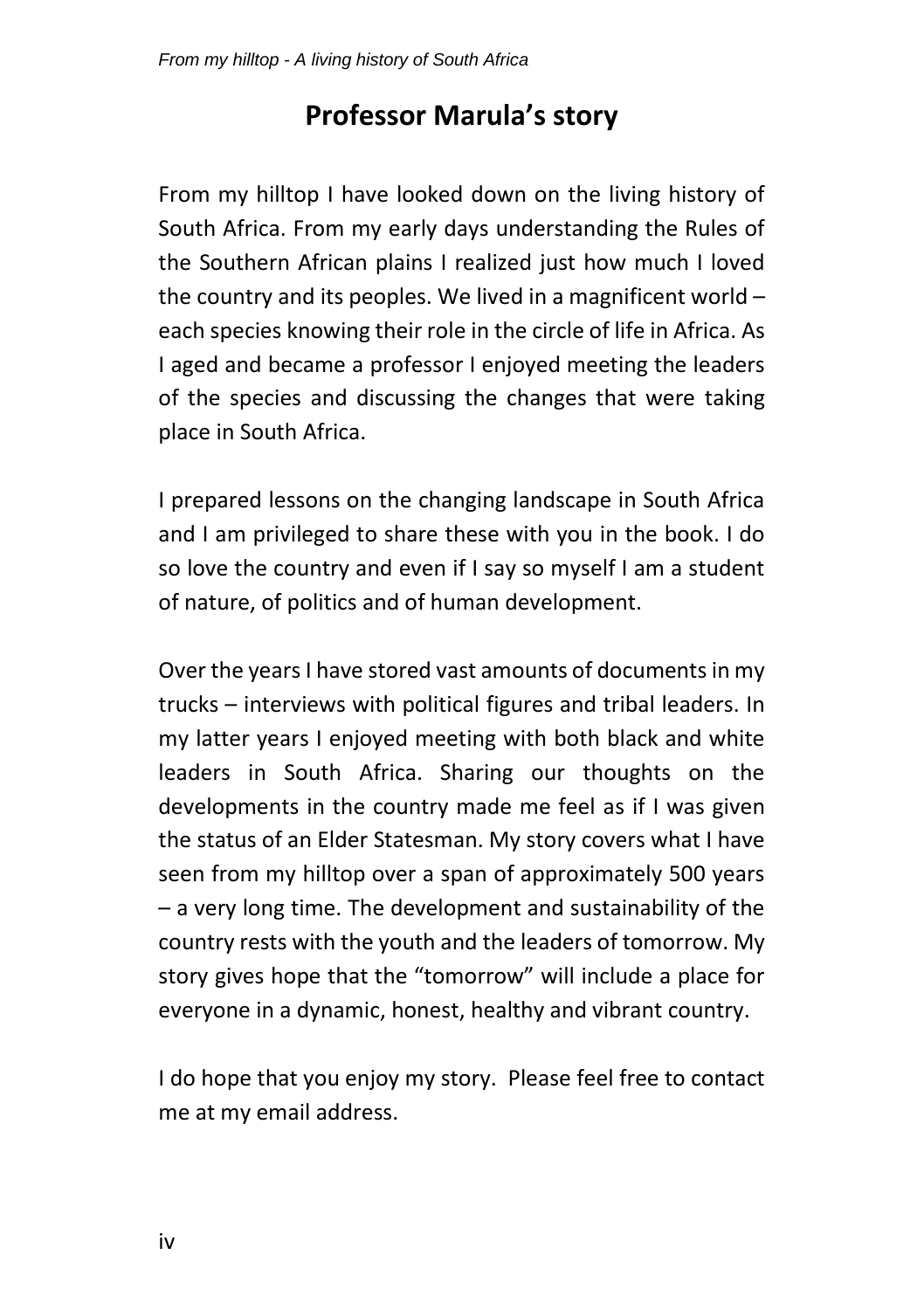# Professor Marula's story

From my hilltop I have looked down on the living history of South Africa. From my early days understanding the Rules of the Southern African plains I realized just how much I loved the country and its peoples. We lived in a magnificent world – each species knowing their role in the circle of life in Africa. As I aged and became a professor I enjoyed meeting the leaders of the species and discussing the changes that were taking place in South Africa.

I prepared lessons on the changing landscape in South Africa and I am privileged to share these with you in the book. I do so love the country and even if I say so myself I am a student of nature, of politics and of human development.

Over the years I have stored vast amounts of documents in my trucks – interviews with political figures and tribal leaders. In my latter years I enjoyed meeting with both black and white leaders in South Africa. Sharing our thoughts on the developments in the country made me feel as if I was given the status of an Elder Statesman. My story covers what I have seen from my hilltop over a span of approximately 500 years – a very long time. The development and sustainability of the country rests with the youth and the leaders of tomorrow. My story gives hope that the "tomorrow" will include a place for everyone in a dynamic, honest, healthy and vibrant country.

I do hope that you enjoy my story. Please feel free to contact me at my email address.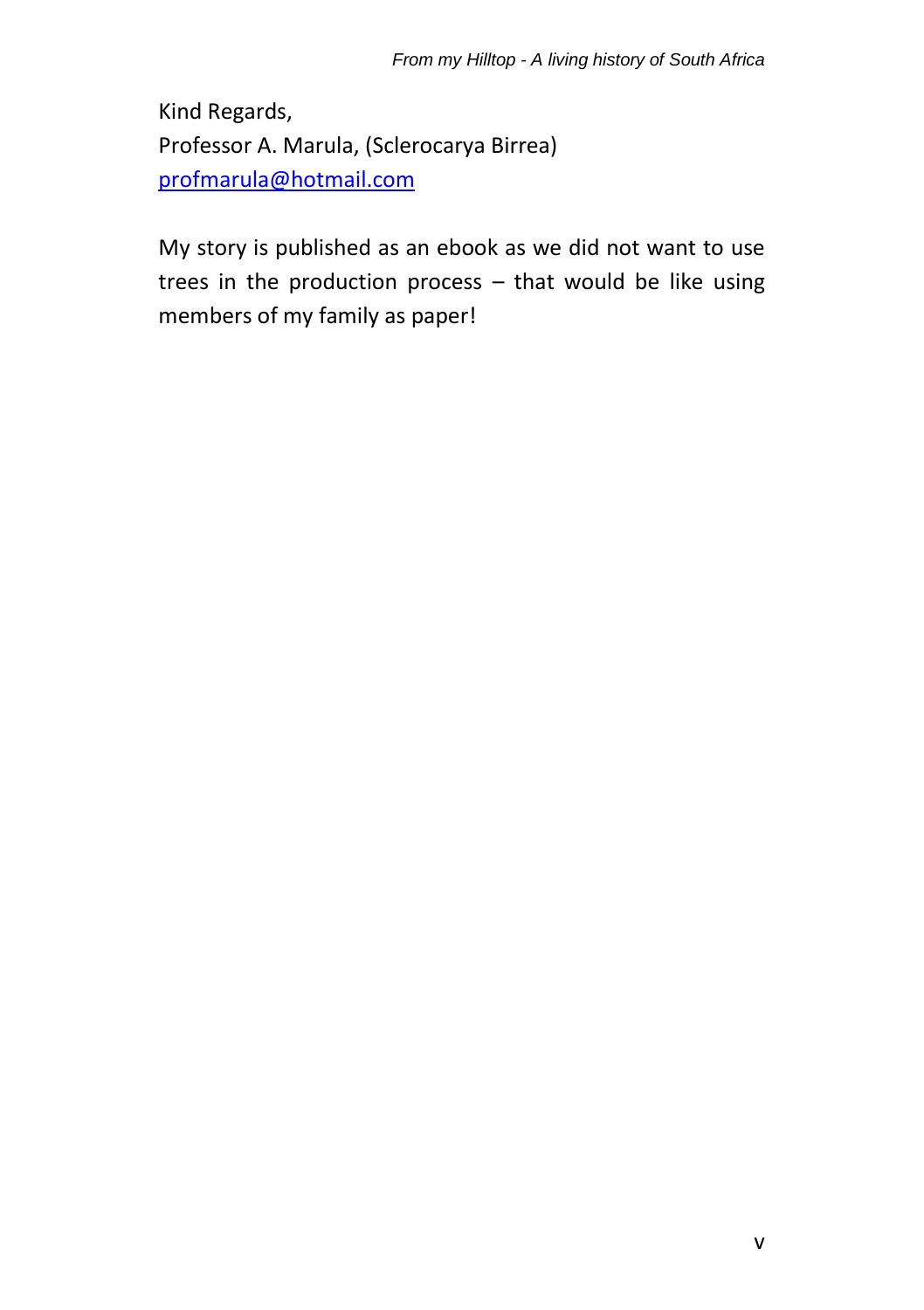Kind Regards,
Professor A. Marula, (Sclerocarya Birrea)
[profmarula@hotmail.com](mailto:profmarula@hotmail.com)

My story is published as an ebook as we did not want to use trees in the production process – that would be like using members of my family as paper!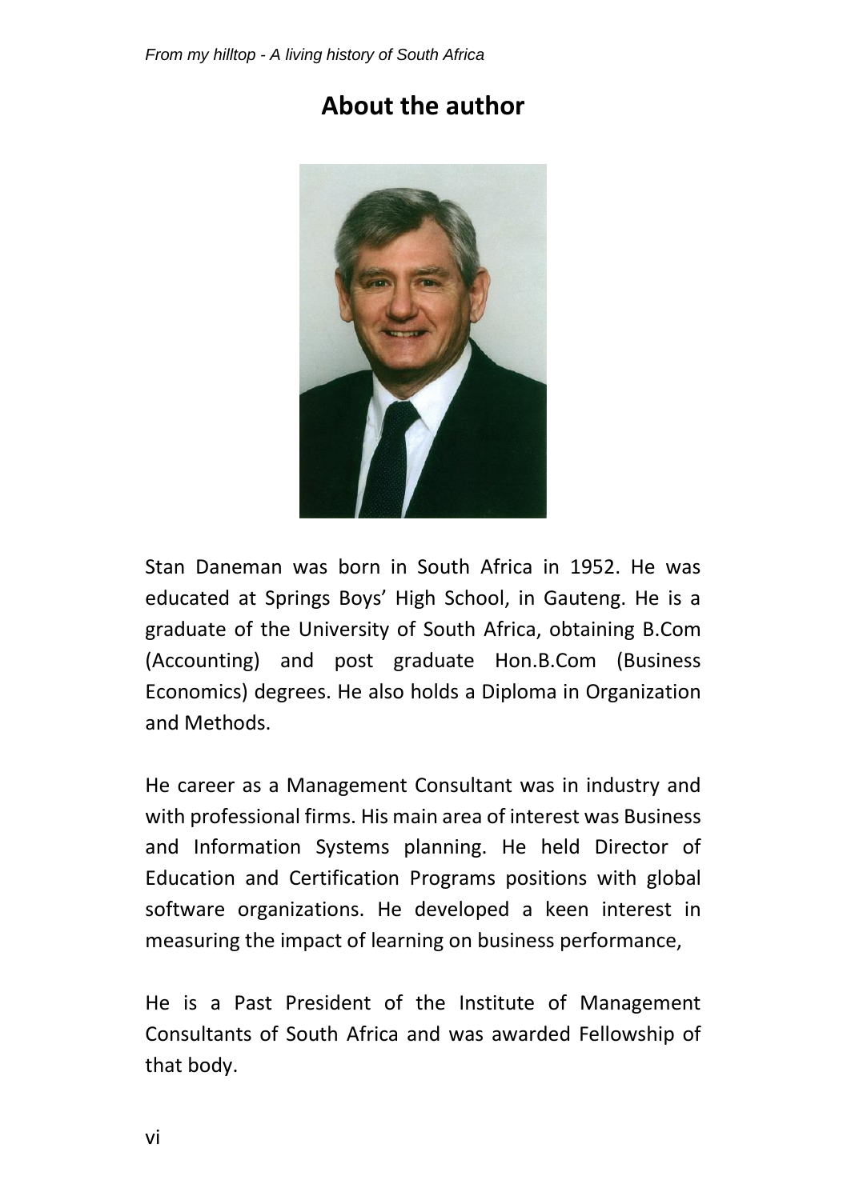## About the author

Stan Daneman was born in South Africa in 1952. He was educated at Springs Boys' High School, in Gauteng. He is a graduate of the University of South Africa, obtaining B.Com (Accounting) and post graduate Hon.B.Com (Business Economics) degrees. He also holds a Diploma in Organization and Methods.

He career as a Management Consultant was in industry and with professional firms. His main area of interest was Business and Information Systems planning. He held Director of Education and Certification Programs positions with global software organizations. He developed a keen interest in measuring the impact of learning on business performance,

He is a Past President of the Institute of Management Consultants of South Africa and was awarded Fellowship of that body.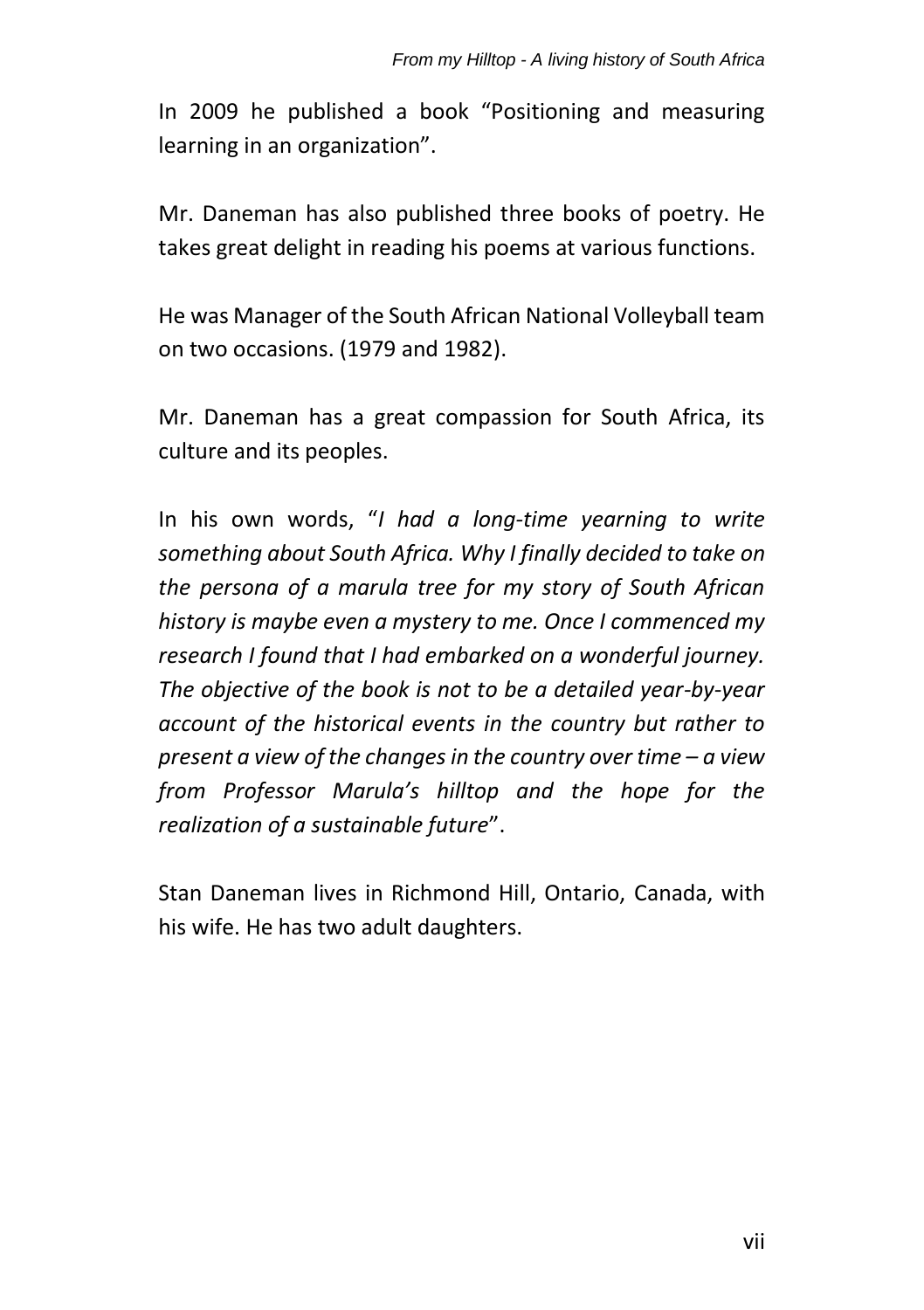In 2009 he published a book "Positioning and measuring learning in an organization".

Mr. Daneman has also published three books of poetry. He takes great delight in reading his poems at various functions.

He was Manager of the South African National Volleyball team on two occasions. (1979 and 1982).

Mr. Daneman has a great compassion for South Africa, its culture and its peoples.

In his own words, "*I had a long-time yearning to write something about South Africa. Why I finally decided to take on the persona of a marula tree for my story of South African history is maybe even a mystery to me. Once I commenced my research I found that I had embarked on a wonderful journey. The objective of the book is not to be a detailed year-by-year account of the historical events in the country but rather to present a view of the changes in the country over time – a view from Professor Marula's hilltop and the hope for the realization of a sustainable future*".

Stan Daneman lives in Richmond Hill, Ontario, Canada, with his wife. He has two adult daughters.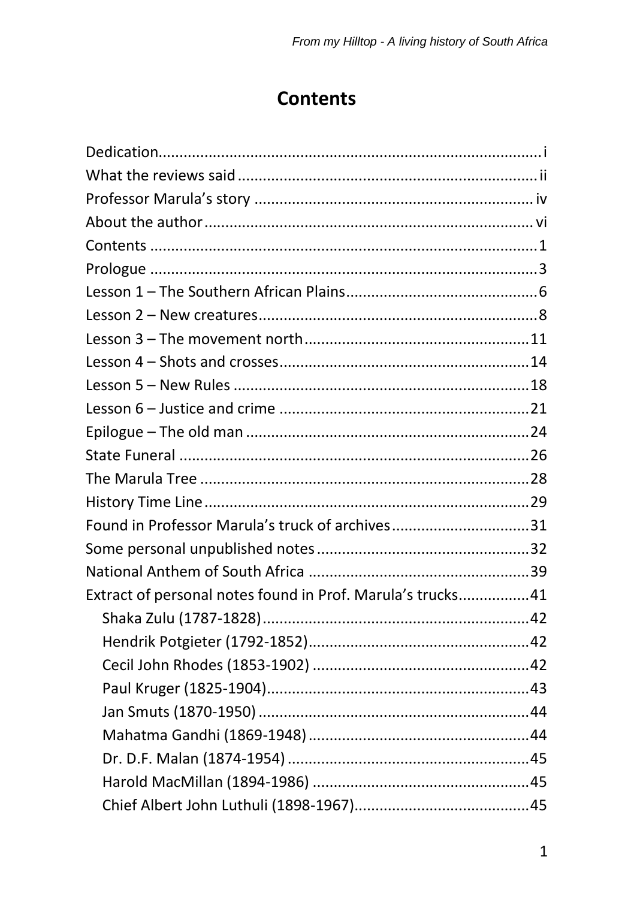# Contents

Dedication....................................................................................i
What the reviews said........................................................................ii
Professor Marula's story ...................................................................iv
About the author..............................................................................vi
Contents ...........................................................................................1
Prologue ...........................................................................................3
Lesson 1 – The Southern African Plains..............................................6
Lesson 2 – New creatures...................................................................8
Lesson 3 – The movement north.......................................................11
Lesson 4 – Shots and crosses.............................................................14
Lesson 5 – New Rules .......................................................................18
Lesson 6 – Justice and crime ............................................................21
Epilogue – The old man ....................................................................24
State Funeral ....................................................................................26
The Marula Tree ...............................................................................28
History Time Line..............................................................................29
Found in Professor Marula's truck of archives.................................31
Some personal unpublished notes ...................................................32
National Anthem of South Africa .....................................................39
Extract of personal notes found in Prof. Marula's trucks.................41

- Shaka Zulu (1787-1828)................................................................42
- Hendrik Potgieter (1792-1852).....................................................42
- Cecil John Rhodes (1853-1902) ....................................................42
- Paul Kruger (1825-1904)...............................................................43
- Jan Smuts (1870-1950) .................................................................44
- Mahatma Gandhi (1869-1948) ......................................................44
- Dr. D.F. Malan (1874-1954) ..........................................................45
- Harold MacMillan (1894-1986) ....................................................45
- Chief Albert John Luthuli (1898-1967)..........................................45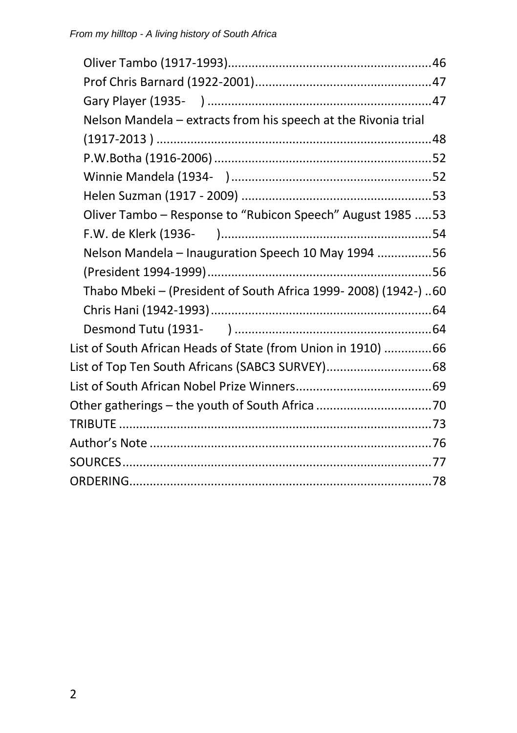Oliver Tambo (1917-1993)............................................................46
Prof Chris Barnard (1922-2001)....................................................47
Gary Player (1935-    ) ..................................................................47
Nelson Mandela – extracts from his speech at the Rivonia trial (1917-2013 ) ..................................................................................48
P.W.Botha (1916-2006) ................................................................52
Winnie Mandela (1934-    ) ............................................................52
Helen Suzman (1917 - 2009) ........................................................53
Oliver Tambo – Response to "Rubicon Speech" August 1985 .....53
F.W. de Klerk (1936-      )..............................................................54
Nelson Mandela – Inauguration Speech 10 May 1994 ................56
(President 1994-1999)..................................................................56
Thabo Mbeki – (President of South Africa 1999- 2008) (1942-) ..60
Chris Hani (1942-1993).................................................................64
Desmond Tutu (1931-       ) ...........................................................64

List of South African Heads of State (from Union in 1910) .............66
List of Top Ten South Africans (SABC3 SURVEY)...............................68
List of South African Nobel Prize Winners........................................69
Other gatherings – the youth of South Africa ..................................70
TRIBUTE ............................................................................................73
Author's Note ....................................................................................76
SOURCES............................................................................................77
ORDERING.........................................................................................78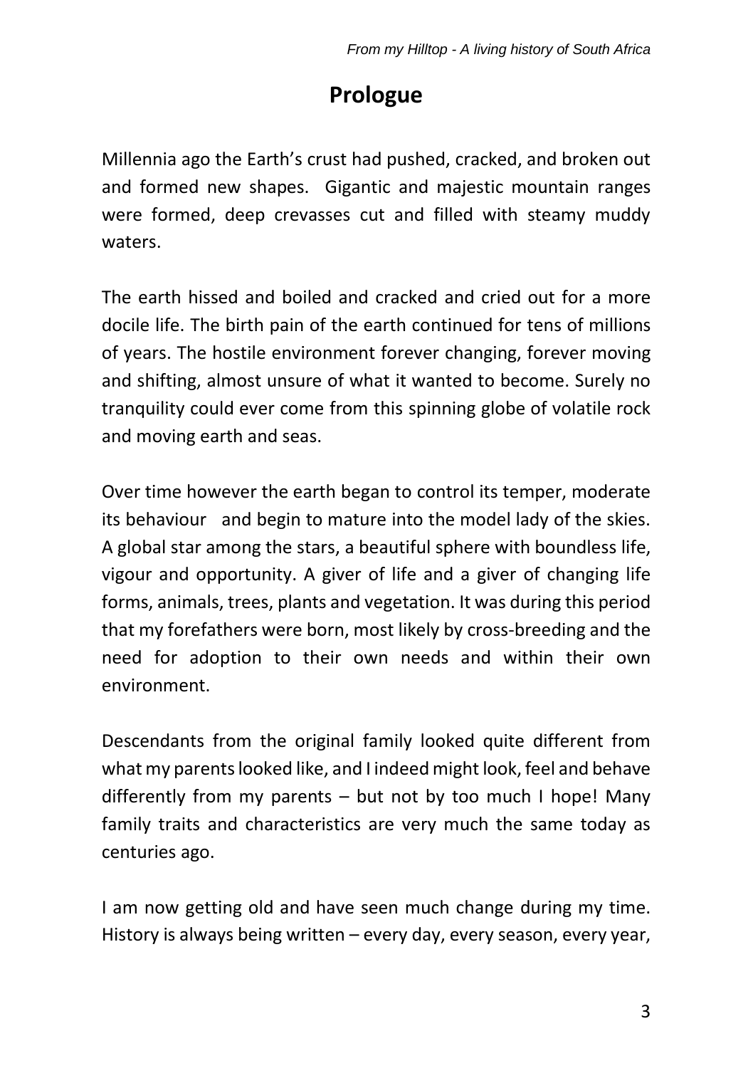# Prologue

Millennia ago the Earth's crust had pushed, cracked, and broken out and formed new shapes. Gigantic and majestic mountain ranges were formed, deep crevasses cut and filled with steamy muddy waters.

The earth hissed and boiled and cracked and cried out for a more docile life. The birth pain of the earth continued for tens of millions of years. The hostile environment forever changing, forever moving and shifting, almost unsure of what it wanted to become. Surely no tranquility could ever come from this spinning globe of volatile rock and moving earth and seas.

Over time however the earth began to control its temper, moderate its behaviour and begin to mature into the model lady of the skies. A global star among the stars, a beautiful sphere with boundless life, vigour and opportunity. A giver of life and a giver of changing life forms, animals, trees, plants and vegetation. It was during this period that my forefathers were born, most likely by cross-breeding and the need for adoption to their own needs and within their own environment.

Descendants from the original family looked quite different from what my parents looked like, and I indeed might look, feel and behave differently from my parents – but not by too much I hope! Many family traits and characteristics are very much the same today as centuries ago.

I am now getting old and have seen much change during my time. History is always being written – every day, every season, every year,